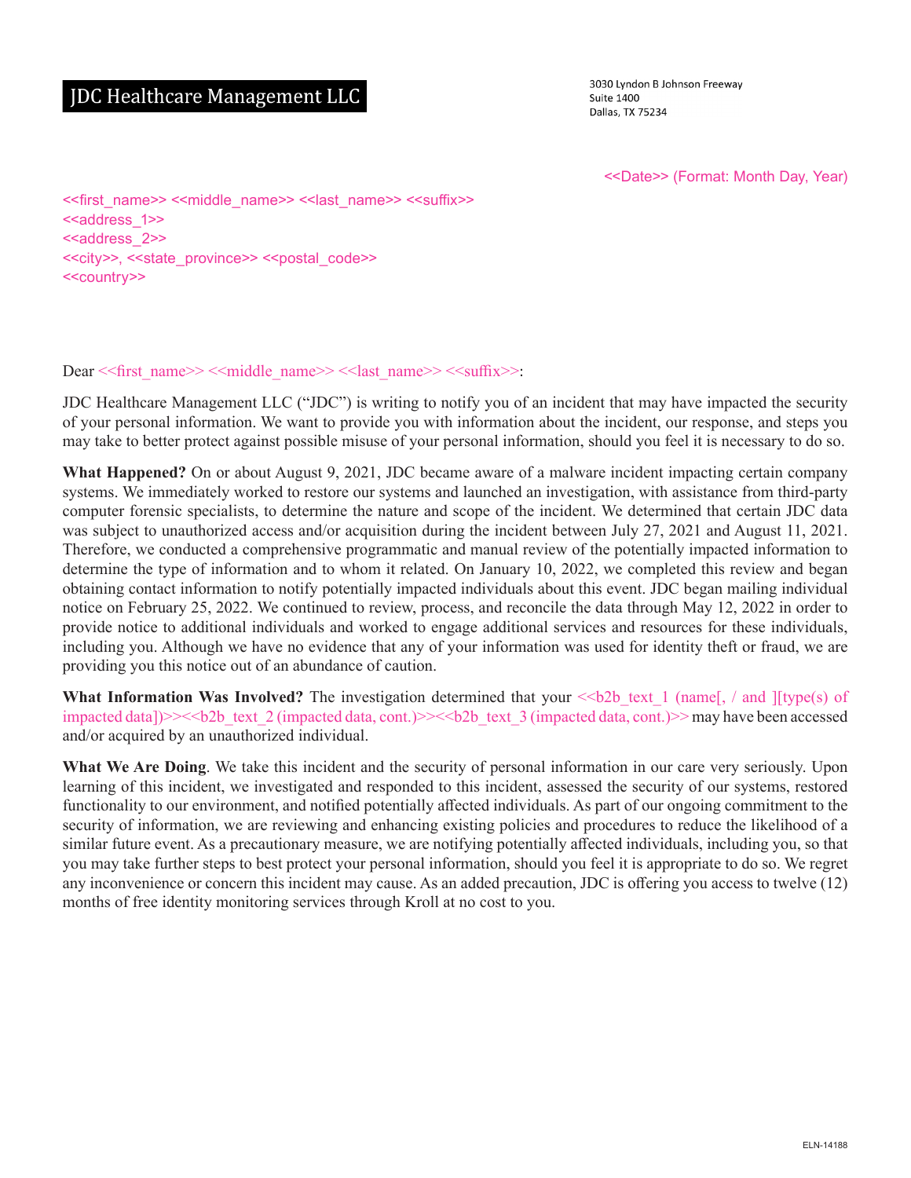# JDC Healthcare Management LLC

3030 Lyndon B Johnson Freeway
Suite 1400
Dallas, TX 75234

<<Date>> (Format: Month Day, Year)

<<first_name>> <<middle_name>> <<last_name>> <<suffix>>
<<address_1>>
<<address_2>>
<<city>>, <<state_province>> <<postal_code>>
<<country>>

Dear <<first_name>> <<middle_name>> <<last_name>> <<suffix>>:

JDC Healthcare Management LLC ("JDC") is writing to notify you of an incident that may have impacted the security of your personal information. We want to provide you with information about the incident, our response, and steps you may take to better protect against possible misuse of your personal information, should you feel it is necessary to do so.

**What Happened?** On or about August 9, 2021, JDC became aware of a malware incident impacting certain company systems. We immediately worked to restore our systems and launched an investigation, with assistance from third-party computer forensic specialists, to determine the nature and scope of the incident. We determined that certain JDC data was subject to unauthorized access and/or acquisition during the incident between July 27, 2021 and August 11, 2021. Therefore, we conducted a comprehensive programmatic and manual review of the potentially impacted information to determine the type of information and to whom it related. On January 10, 2022, we completed this review and began obtaining contact information to notify potentially impacted individuals about this event. JDC began mailing individual notice on February 25, 2022. We continued to review, process, and reconcile the data through May 12, 2022 in order to provide notice to additional individuals and worked to engage additional services and resources for these individuals, including you. Although we have no evidence that any of your information was used for identity theft or fraud, we are providing you this notice out of an abundance of caution.

**What Information Was Involved?** The investigation determined that your <<b2b_text_1 (name[, / and ][type(s) of impacted data])>><<b2b_text_2 (impacted data, cont.)>><<b2b_text_3 (impacted data, cont.)>> may have been accessed and/or acquired by an unauthorized individual.

**What We Are Doing**. We take this incident and the security of personal information in our care very seriously. Upon learning of this incident, we investigated and responded to this incident, assessed the security of our systems, restored functionality to our environment, and notified potentially affected individuals. As part of our ongoing commitment to the security of information, we are reviewing and enhancing existing policies and procedures to reduce the likelihood of a similar future event. As a precautionary measure, we are notifying potentially affected individuals, including you, so that you may take further steps to best protect your personal information, should you feel it is appropriate to do so. We regret any inconvenience or concern this incident may cause. As an added precaution, JDC is offering you access to twelve (12) months of free identity monitoring services through Kroll at no cost to you.

ELN-14188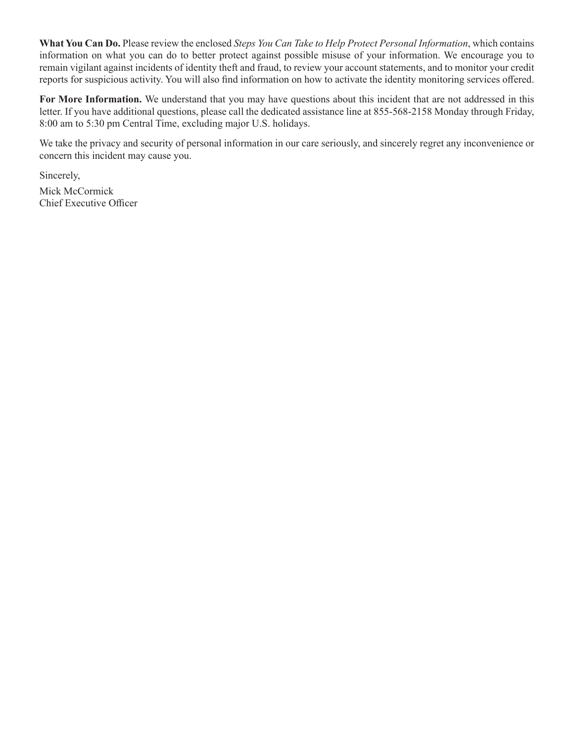**What You Can Do.** Please review the enclosed *Steps You Can Take to Help Protect Personal Information*, which contains information on what you can do to better protect against possible misuse of your information. We encourage you to remain vigilant against incidents of identity theft and fraud, to review your account statements, and to monitor your credit reports for suspicious activity. You will also find information on how to activate the identity monitoring services offered.

**For More Information.** We understand that you may have questions about this incident that are not addressed in this letter. If you have additional questions, please call the dedicated assistance line at 855-568-2158 Monday through Friday, 8:00 am to 5:30 pm Central Time, excluding major U.S. holidays.

We take the privacy and security of personal information in our care seriously, and sincerely regret any inconvenience or concern this incident may cause you.

Sincerely,

Mick McCormick
Chief Executive Officer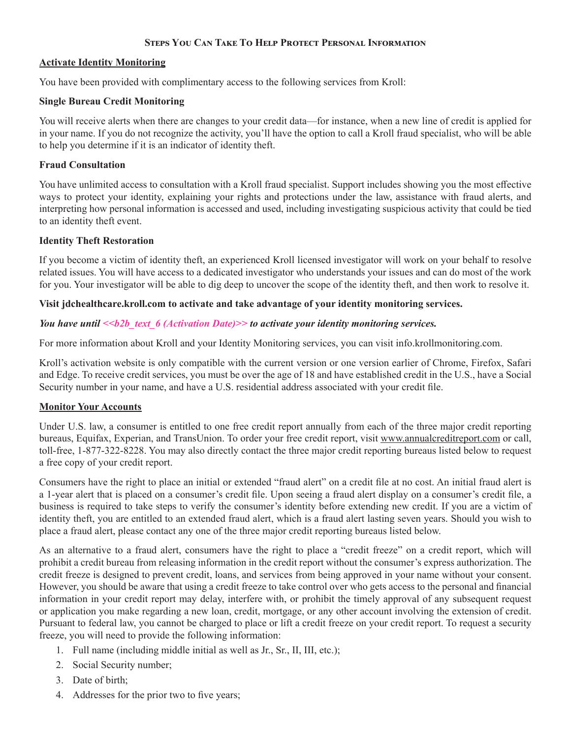## Steps You Can Take To Help Protect Personal Information

**Activate Identity Monitoring**

You have been provided with complimentary access to the following services from Kroll:

**Single Bureau Credit Monitoring**

You will receive alerts when there are changes to your credit data—for instance, when a new line of credit is applied for in your name. If you do not recognize the activity, you'll have the option to call a Kroll fraud specialist, who will be able to help you determine if it is an indicator of identity theft.

**Fraud Consultation**

You have unlimited access to consultation with a Kroll fraud specialist. Support includes showing you the most effective ways to protect your identity, explaining your rights and protections under the law, assistance with fraud alerts, and interpreting how personal information is accessed and used, including investigating suspicious activity that could be tied to an identity theft event.

**Identity Theft Restoration**

If you become a victim of identity theft, an experienced Kroll licensed investigator will work on your behalf to resolve related issues. You will have access to a dedicated investigator who understands your issues and can do most of the work for you. Your investigator will be able to dig deep to uncover the scope of the identity theft, and then work to resolve it.

**Visit jdchealthcare.kroll.com to activate and take advantage of your identity monitoring services.**

***You have until <<b2b_text_6 (Activation Date)>> to activate your identity monitoring services.***

For more information about Kroll and your Identity Monitoring services, you can visit info.krollmonitoring.com.

Kroll's activation website is only compatible with the current version or one version earlier of Chrome, Firefox, Safari and Edge. To receive credit services, you must be over the age of 18 and have established credit in the U.S., have a Social Security number in your name, and have a U.S. residential address associated with your credit file.

**Monitor Your Accounts**

Under U.S. law, a consumer is entitled to one free credit report annually from each of the three major credit reporting bureaus, Equifax, Experian, and TransUnion. To order your free credit report, visit www.annualcreditreport.com or call, toll-free, 1-877-322-8228. You may also directly contact the three major credit reporting bureaus listed below to request a free copy of your credit report.

Consumers have the right to place an initial or extended "fraud alert" on a credit file at no cost. An initial fraud alert is a 1-year alert that is placed on a consumer's credit file. Upon seeing a fraud alert display on a consumer's credit file, a business is required to take steps to verify the consumer's identity before extending new credit. If you are a victim of identity theft, you are entitled to an extended fraud alert, which is a fraud alert lasting seven years. Should you wish to place a fraud alert, please contact any one of the three major credit reporting bureaus listed below.

As an alternative to a fraud alert, consumers have the right to place a "credit freeze" on a credit report, which will prohibit a credit bureau from releasing information in the credit report without the consumer's express authorization. The credit freeze is designed to prevent credit, loans, and services from being approved in your name without your consent. However, you should be aware that using a credit freeze to take control over who gets access to the personal and financial information in your credit report may delay, interfere with, or prohibit the timely approval of any subsequent request or application you make regarding a new loan, credit, mortgage, or any other account involving the extension of credit. Pursuant to federal law, you cannot be charged to place or lift a credit freeze on your credit report. To request a security freeze, you will need to provide the following information:

1. Full name (including middle initial as well as Jr., Sr., II, III, etc.);
2. Social Security number;
3. Date of birth;
4. Addresses for the prior two to five years;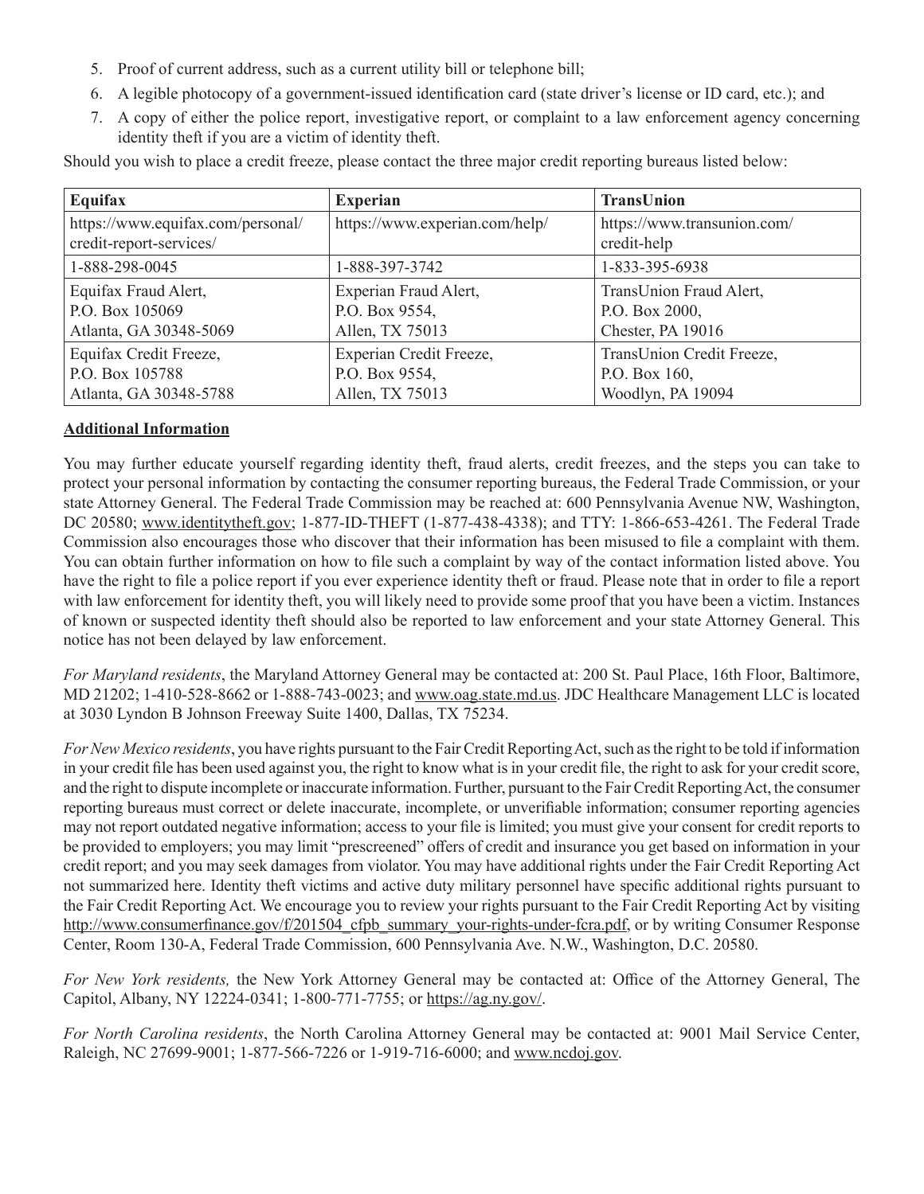5. Proof of current address, such as a current utility bill or telephone bill;
6. A legible photocopy of a government-issued identification card (state driver's license or ID card, etc.); and
7. A copy of either the police report, investigative report, or complaint to a law enforcement agency concerning identity theft if you are a victim of identity theft.

Should you wish to place a credit freeze, please contact the three major credit reporting bureaus listed below:

| Equifax | Experian | TransUnion |
|---|---|---|
| https://www.equifax.com/personal/credit-report-services/ | https://www.experian.com/help/ | https://www.transunion.com/credit-help |
| 1-888-298-0045 | 1-888-397-3742 | 1-833-395-6938 |
| Equifax Fraud Alert, P.O. Box 105069 Atlanta, GA 30348-5069 | Experian Fraud Alert, P.O. Box 9554, Allen, TX 75013 | TransUnion Fraud Alert, P.O. Box 2000, Chester, PA 19016 |
| Equifax Credit Freeze, P.O. Box 105788 Atlanta, GA 30348-5788 | Experian Credit Freeze, P.O. Box 9554, Allen, TX 75013 | TransUnion Credit Freeze, P.O. Box 160, Woodlyn, PA 19094 |

**Additional Information**

You may further educate yourself regarding identity theft, fraud alerts, credit freezes, and the steps you can take to protect your personal information by contacting the consumer reporting bureaus, the Federal Trade Commission, or your state Attorney General. The Federal Trade Commission may be reached at: 600 Pennsylvania Avenue NW, Washington, DC 20580; www.identitytheft.gov; 1-877-ID-THEFT (1-877-438-4338); and TTY: 1-866-653-4261. The Federal Trade Commission also encourages those who discover that their information has been misused to file a complaint with them. You can obtain further information on how to file such a complaint by way of the contact information listed above. You have the right to file a police report if you ever experience identity theft or fraud. Please note that in order to file a report with law enforcement for identity theft, you will likely need to provide some proof that you have been a victim. Instances of known or suspected identity theft should also be reported to law enforcement and your state Attorney General. This notice has not been delayed by law enforcement.

*For Maryland residents*, the Maryland Attorney General may be contacted at: 200 St. Paul Place, 16th Floor, Baltimore, MD 21202; 1-410-528-8662 or 1-888-743-0023; and www.oag.state.md.us. JDC Healthcare Management LLC is located at 3030 Lyndon B Johnson Freeway Suite 1400, Dallas, TX 75234.

*For New Mexico residents*, you have rights pursuant to the Fair Credit Reporting Act, such as the right to be told if information in your credit file has been used against you, the right to know what is in your credit file, the right to ask for your credit score, and the right to dispute incomplete or inaccurate information. Further, pursuant to the Fair Credit Reporting Act, the consumer reporting bureaus must correct or delete inaccurate, incomplete, or unverifiable information; consumer reporting agencies may not report outdated negative information; access to your file is limited; you must give your consent for credit reports to be provided to employers; you may limit "prescreened" offers of credit and insurance you get based on information in your credit report; and you may seek damages from violator. You may have additional rights under the Fair Credit Reporting Act not summarized here. Identity theft victims and active duty military personnel have specific additional rights pursuant to the Fair Credit Reporting Act. We encourage you to review your rights pursuant to the Fair Credit Reporting Act by visiting http://www.consumerfinance.gov/f/201504_cfpb_summary_your-rights-under-fcra.pdf, or by writing Consumer Response Center, Room 130-A, Federal Trade Commission, 600 Pennsylvania Ave. N.W., Washington, D.C. 20580.

*For New York residents,* the New York Attorney General may be contacted at: Office of the Attorney General, The Capitol, Albany, NY 12224-0341; 1-800-771-7755; or https://ag.ny.gov/.

*For North Carolina residents*, the North Carolina Attorney General may be contacted at: 9001 Mail Service Center, Raleigh, NC 27699-9001; 1-877-566-7226 or 1-919-716-6000; and www.ncdoj.gov.